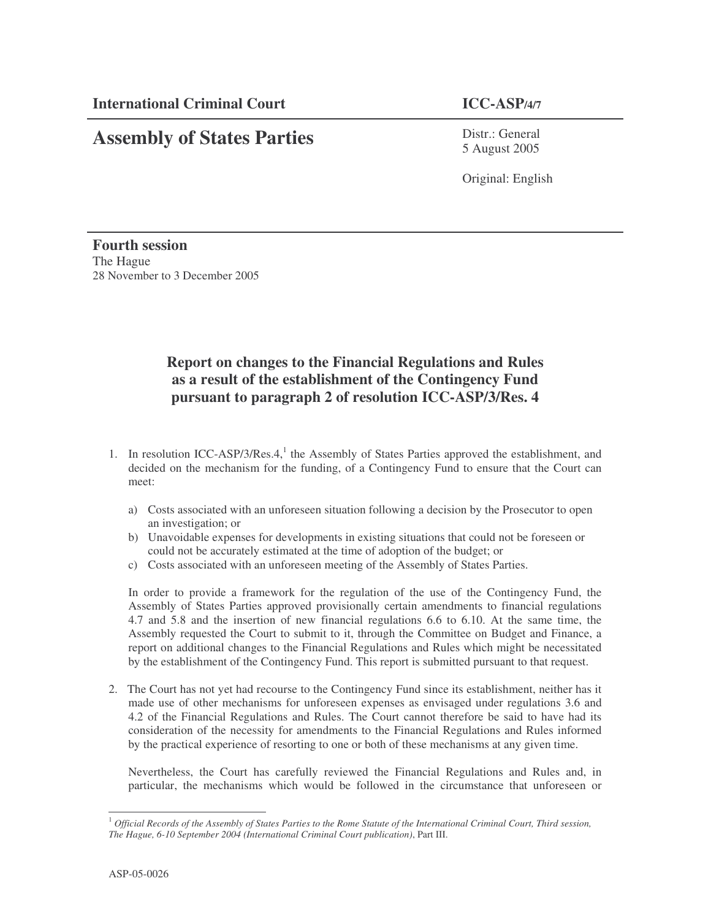**International Criminal Court** **ICC-ASP/4/7**

# Assembly of States Parties

Distr.: General
5 August 2005

Original: English

**Fourth session**
The Hague
28 November to 3 December 2005

## Report on changes to the Financial Regulations and Rules as a result of the establishment of the Contingency Fund pursuant to paragraph 2 of resolution ICC-ASP/3/Res. 4

1. In resolution ICC-ASP/3/Res.4,[1] the Assembly of States Parties approved the establishment, and decided on the mechanism for the funding, of a Contingency Fund to ensure that the Court can meet:

   a) Costs associated with an unforeseen situation following a decision by the Prosecutor to open an investigation; or
   b) Unavoidable expenses for developments in existing situations that could not be foreseen or could not be accurately estimated at the time of adoption of the budget; or
   c) Costs associated with an unforeseen meeting of the Assembly of States Parties.

   In order to provide a framework for the regulation of the use of the Contingency Fund, the Assembly of States Parties approved provisionally certain amendments to financial regulations 4.7 and 5.8 and the insertion of new financial regulations 6.6 to 6.10. At the same time, the Assembly requested the Court to submit to it, through the Committee on Budget and Finance, a report on additional changes to the Financial Regulations and Rules which might be necessitated by the establishment of the Contingency Fund. This report is submitted pursuant to that request.

2. The Court has not yet had recourse to the Contingency Fund since its establishment, neither has it made use of other mechanisms for unforeseen expenses as envisaged under regulations 3.6 and 4.2 of the Financial Regulations and Rules. The Court cannot therefore be said to have had its consideration of the necessity for amendments to the Financial Regulations and Rules informed by the practical experience of resorting to one or both of these mechanisms at any given time.

   Nevertheless, the Court has carefully reviewed the Financial Regulations and Rules and, in particular, the mechanisms which would be followed in the circumstance that unforeseen or

---

[1] *Official Records of the Assembly of States Parties to the Rome Statute of the International Criminal Court, Third session, The Hague, 6-10 September 2004 (International Criminal Court publication)*, Part III.

ASP-05-0026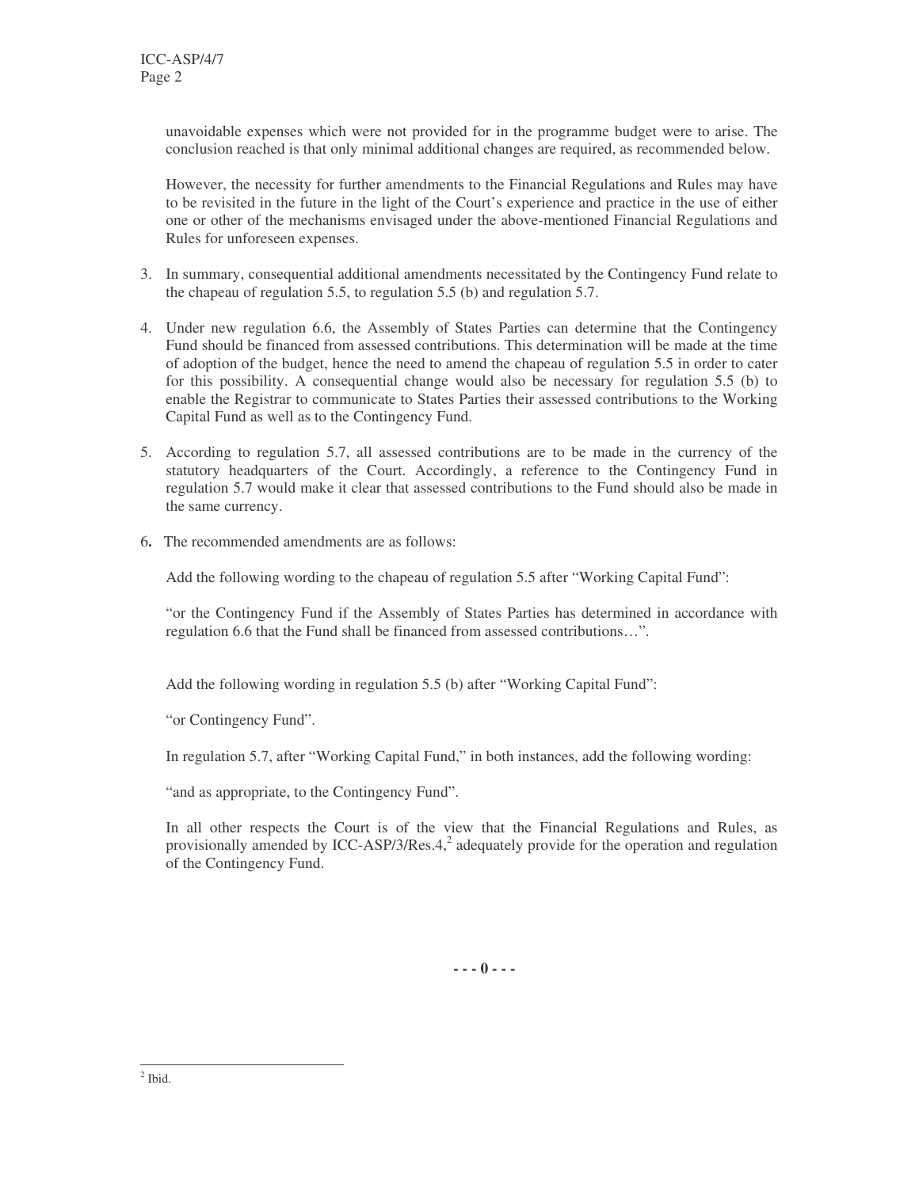unavoidable expenses which were not provided for in the programme budget were to arise. The conclusion reached is that only minimal additional changes are required, as recommended below.

However, the necessity for further amendments to the Financial Regulations and Rules may have to be revisited in the future in the light of the Court's experience and practice in the use of either one or other of the mechanisms envisaged under the above-mentioned Financial Regulations and Rules for unforeseen expenses.

3. In summary, consequential additional amendments necessitated by the Contingency Fund relate to the chapeau of regulation 5.5, to regulation 5.5 (b) and regulation 5.7.

4. Under new regulation 6.6, the Assembly of States Parties can determine that the Contingency Fund should be financed from assessed contributions. This determination will be made at the time of adoption of the budget, hence the need to amend the chapeau of regulation 5.5 in order to cater for this possibility. A consequential change would also be necessary for regulation 5.5 (b) to enable the Registrar to communicate to States Parties their assessed contributions to the Working Capital Fund as well as to the Contingency Fund.

5. According to regulation 5.7, all assessed contributions are to be made in the currency of the statutory headquarters of the Court. Accordingly, a reference to the Contingency Fund in regulation 5.7 would make it clear that assessed contributions to the Fund should also be made in the same currency.

6. The recommended amendments are as follows:

   Add the following wording to the chapeau of regulation 5.5 after "Working Capital Fund":

   "or the Contingency Fund if the Assembly of States Parties has determined in accordance with regulation 6.6 that the Fund shall be financed from assessed contributions…".

   Add the following wording in regulation 5.5 (b) after "Working Capital Fund":

   "or Contingency Fund".

   In regulation 5.7, after "Working Capital Fund," in both instances, add the following wording:

   "and as appropriate, to the Contingency Fund".

   In all other respects the Court is of the view that the Financial Regulations and Rules, as provisionally amended by ICC-ASP/3/Res.4,[2] adequately provide for the operation and regulation of the Contingency Fund.

- - - 0 - - -

[2] Ibid.